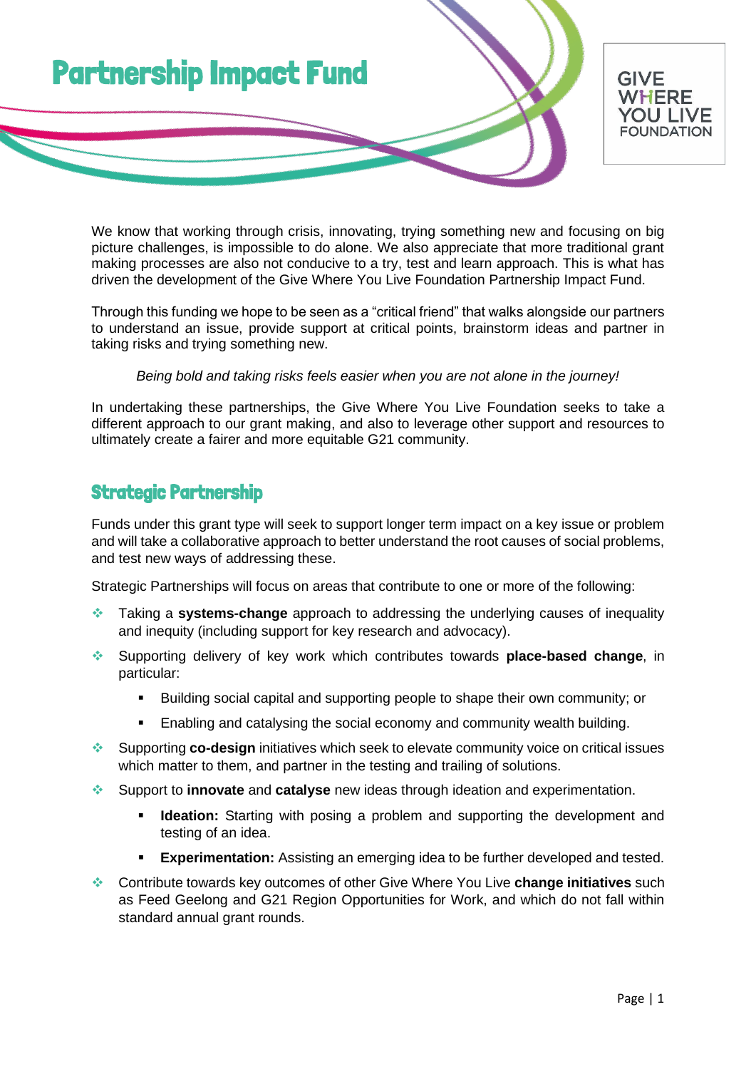# Partnership Impact Fund

GIVE WHERE YOU LIVE FOUNDATION

We know that working through crisis, innovating, trying something new and focusing on big picture challenges, is impossible to do alone. We also appreciate that more traditional grant making processes are also not conducive to a try, test and learn approach. This is what has driven the development of the Give Where You Live Foundation Partnership Impact Fund.

Through this funding we hope to be seen as a "critical friend" that walks alongside our partners to understand an issue, provide support at critical points, brainstorm ideas and partner in taking risks and trying something new.

*Being bold and taking risks feels easier when you are not alone in the journey!*

In undertaking these partnerships, the Give Where You Live Foundation seeks to take a different approach to our grant making, and also to leverage other support and resources to ultimately create a fairer and more equitable G21 community.

## Strategic Partnership

Funds under this grant type will seek to support longer term impact on a key issue or problem and will take a collaborative approach to better understand the root causes of social problems, and test new ways of addressing these.

Strategic Partnerships will focus on areas that contribute to one or more of the following:

- Taking a **systems-change** approach to addressing the underlying causes of inequality and inequity (including support for key research and advocacy).
- Supporting delivery of key work which contributes towards **place-based change**, in particular:
  - Building social capital and supporting people to shape their own community; or
  - Enabling and catalysing the social economy and community wealth building.
- Supporting **co-design** initiatives which seek to elevate community voice on critical issues which matter to them, and partner in the testing and trailing of solutions.
- Support to **innovate** and **catalyse** new ideas through ideation and experimentation.
  - **Ideation:** Starting with posing a problem and supporting the development and testing of an idea.
  - **Experimentation:** Assisting an emerging idea to be further developed and tested.
- Contribute towards key outcomes of other Give Where You Live **change initiatives** such as Feed Geelong and G21 Region Opportunities for Work, and which do not fall within standard annual grant rounds.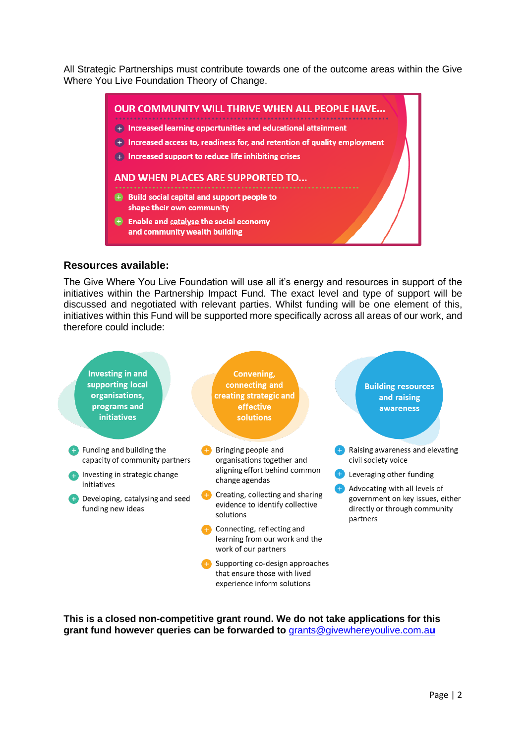All Strategic Partnerships must contribute towards one of the outcome areas within the Give Where You Live Foundation Theory of Change.

**OUR COMMUNITY WILL THRIVE WHEN ALL PEOPLE HAVE…**

- Increased learning opportunities and educational attainment
- Increased access to, readiness for, and retention of quality employment
- Increased support to reduce life inhibiting crises

**AND WHEN PLACES ARE SUPPORTED TO…**

- Build social capital and support people to shape their own community
- Enable and catalyse the social economy and community wealth building

## Resources available:

The Give Where You Live Foundation will use all it's energy and resources in support of the initiatives within the Partnership Impact Fund. The exact level and type of support will be discussed and negotiated with relevant parties. Whilst funding will be one element of this, initiatives within this Fund will be supported more specifically across all areas of our work, and therefore could include:

**Investing in and supporting local organisations, programs and initiatives**

- Funding and building the capacity of community partners
- Investing in strategic change initiatives
- Developing, catalysing and seed funding new ideas

**Convening, connecting and creating strategic and effective solutions**

- Bringing people and organisations together and aligning effort behind common change agendas
- Creating, collecting and sharing evidence to identify collective solutions
- Connecting, reflecting and learning from our work and the work of our partners
- Supporting co-design approaches that ensure those with lived experience inform solutions

**Building resources and raising awareness**

- Raising awareness and elevating civil society voice
- Leveraging other funding
- Advocating with all levels of government on key issues, either directly or through community partners

**This is a closed non-competitive grant round. We do not take applications for this grant fund however queries can be forwarded to** grants@givewhereyoulive.com.au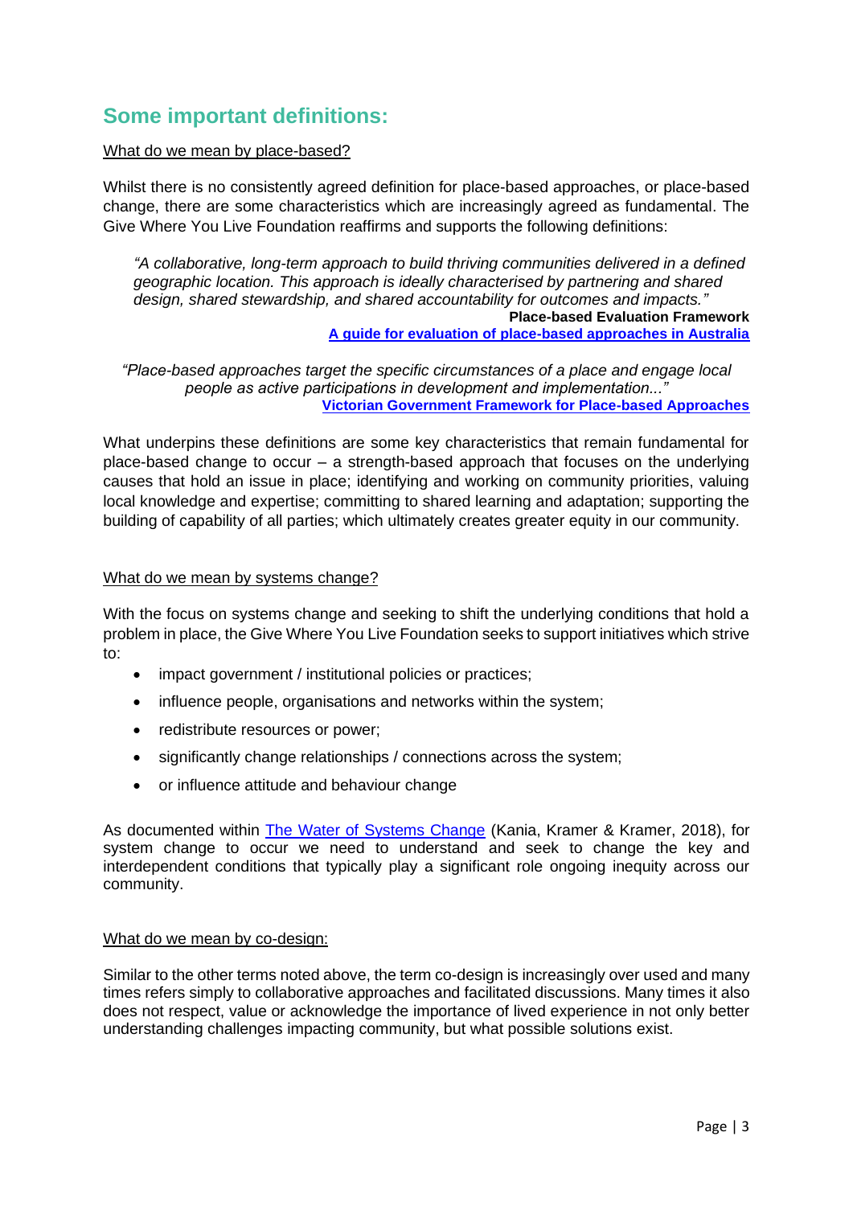## Some important definitions:

What do we mean by place-based?

Whilst there is no consistently agreed definition for place-based approaches, or place-based change, there are some characteristics which are increasingly agreed as fundamental. The Give Where You Live Foundation reaffirms and supports the following definitions:

> *"A collaborative, long-term approach to build thriving communities delivered in a defined geographic location. This approach is ideally characterised by partnering and shared design, shared stewardship, and shared accountability for outcomes and impacts."*
>
> **Place-based Evaluation Framework**
> **A guide for evaluation of place-based approaches in Australia**

> *"Place-based approaches target the specific circumstances of a place and engage local people as active participations in development and implementation..."*
>
> **Victorian Government Framework for Place-based Approaches**

What underpins these definitions are some key characteristics that remain fundamental for place-based change to occur – a strength-based approach that focuses on the underlying causes that hold an issue in place; identifying and working on community priorities, valuing local knowledge and expertise; committing to shared learning and adaptation; supporting the building of capability of all parties; which ultimately creates greater equity in our community.

What do we mean by systems change?

With the focus on systems change and seeking to shift the underlying conditions that hold a problem in place, the Give Where You Live Foundation seeks to support initiatives which strive to:

- impact government / institutional policies or practices;
- influence people, organisations and networks within the system;
- redistribute resources or power;
- significantly change relationships / connections across the system;
- or influence attitude and behaviour change

As documented within The Water of Systems Change (Kania, Kramer & Kramer, 2018), for system change to occur we need to understand and seek to change the key and interdependent conditions that typically play a significant role ongoing inequity across our community.

What do we mean by co-design:

Similar to the other terms noted above, the term co-design is increasingly over used and many times refers simply to collaborative approaches and facilitated discussions. Many times it also does not respect, value or acknowledge the importance of lived experience in not only better understanding challenges impacting community, but what possible solutions exist.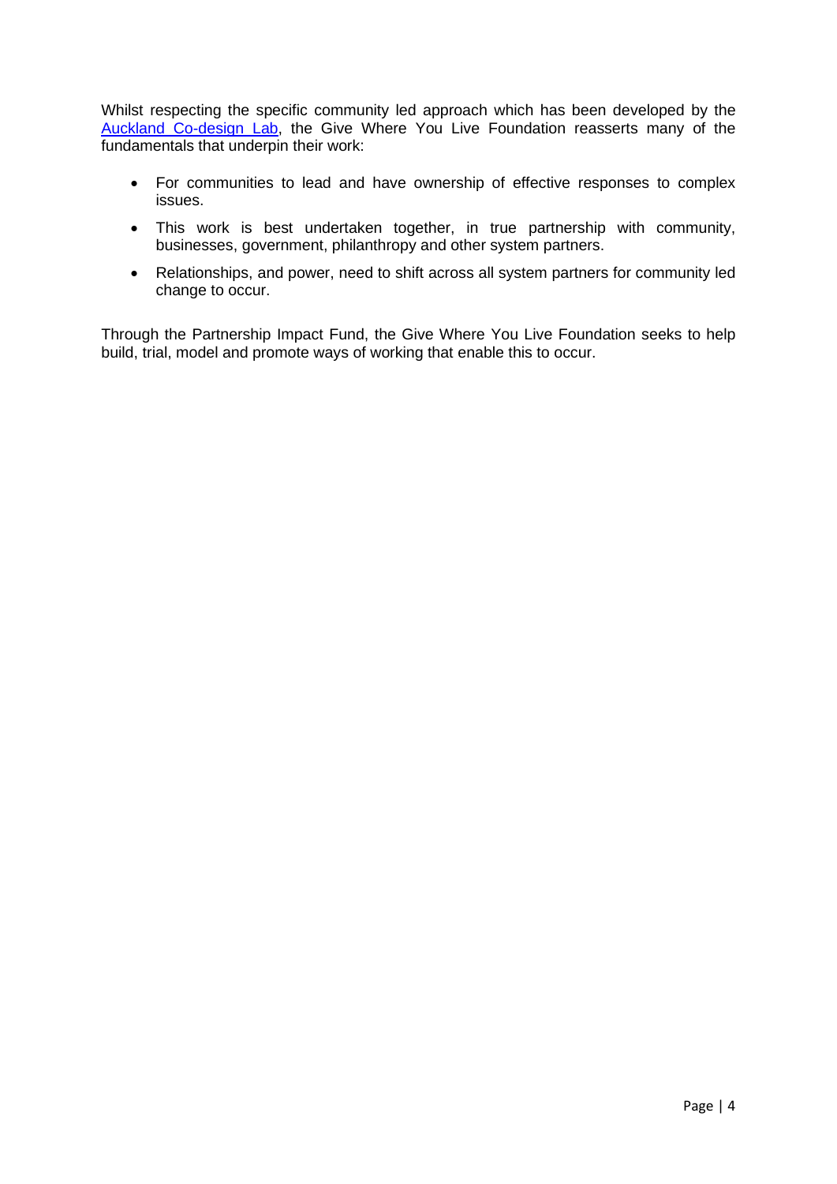Whilst respecting the specific community led approach which has been developed by the Auckland Co-design Lab, the Give Where You Live Foundation reasserts many of the fundamentals that underpin their work:

- For communities to lead and have ownership of effective responses to complex issues.
- This work is best undertaken together, in true partnership with community, businesses, government, philanthropy and other system partners.
- Relationships, and power, need to shift across all system partners for community led change to occur.

Through the Partnership Impact Fund, the Give Where You Live Foundation seeks to help build, trial, model and promote ways of working that enable this to occur.